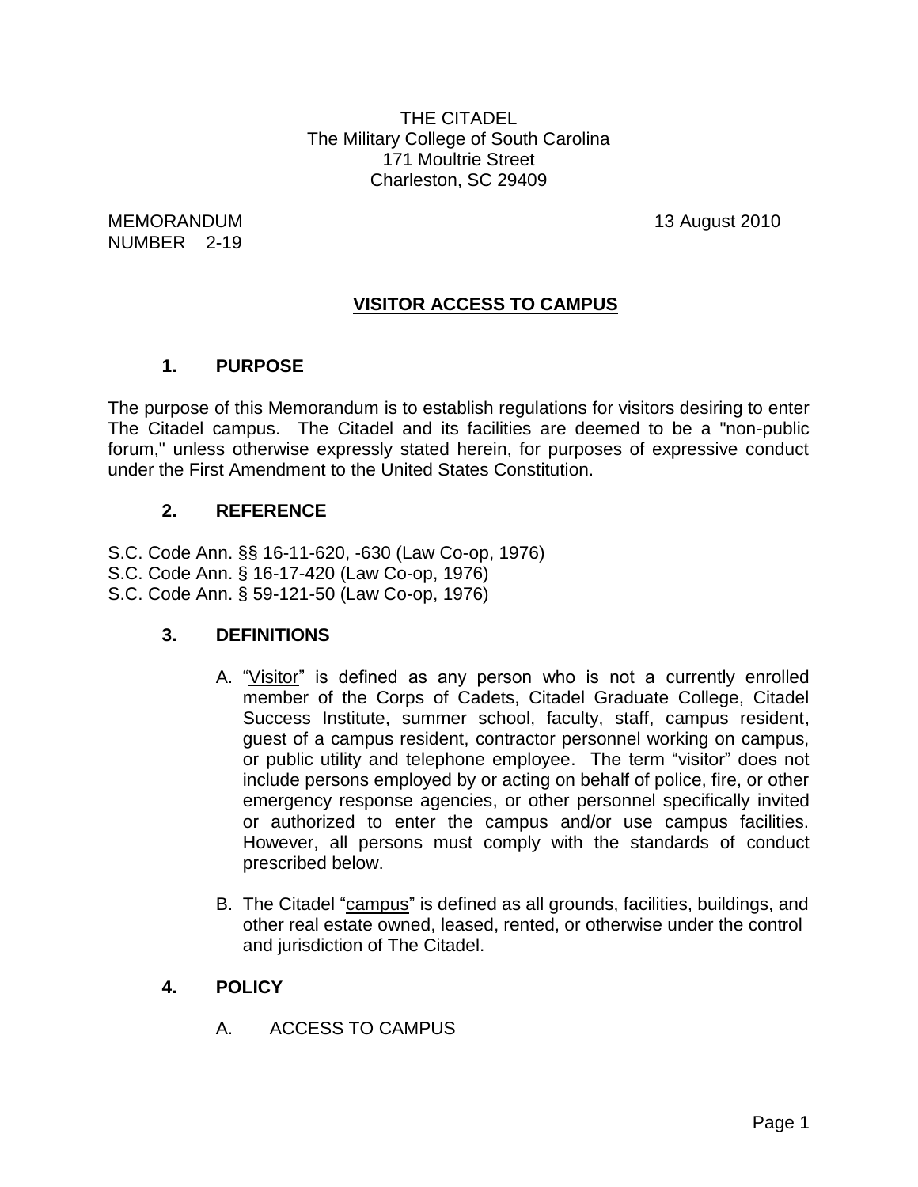THE CITADEL
The Military College of South Carolina
171 Moultrie Street
Charleston, SC 29409

MEMORANDUM
NUMBER 2-19

13 August 2010

# VISITOR ACCESS TO CAMPUS

## 1. PURPOSE

The purpose of this Memorandum is to establish regulations for visitors desiring to enter The Citadel campus. The Citadel and its facilities are deemed to be a "non-public forum," unless otherwise expressly stated herein, for purposes of expressive conduct under the First Amendment to the United States Constitution.

## 2. REFERENCE

S.C. Code Ann. §§ 16-11-620, -630 (Law Co-op, 1976)
S.C. Code Ann. § 16-17-420 (Law Co-op, 1976)
S.C. Code Ann. § 59-121-50 (Law Co-op, 1976)

## 3. DEFINITIONS

A. "Visitor" is defined as any person who is not a currently enrolled member of the Corps of Cadets, Citadel Graduate College, Citadel Success Institute, summer school, faculty, staff, campus resident, guest of a campus resident, contractor personnel working on campus, or public utility and telephone employee. The term "visitor" does not include persons employed by or acting on behalf of police, fire, or other emergency response agencies, or other personnel specifically invited or authorized to enter the campus and/or use campus facilities. However, all persons must comply with the standards of conduct prescribed below.

B. The Citadel "campus" is defined as all grounds, facilities, buildings, and other real estate owned, leased, rented, or otherwise under the control and jurisdiction of The Citadel.

## 4. POLICY

A. ACCESS TO CAMPUS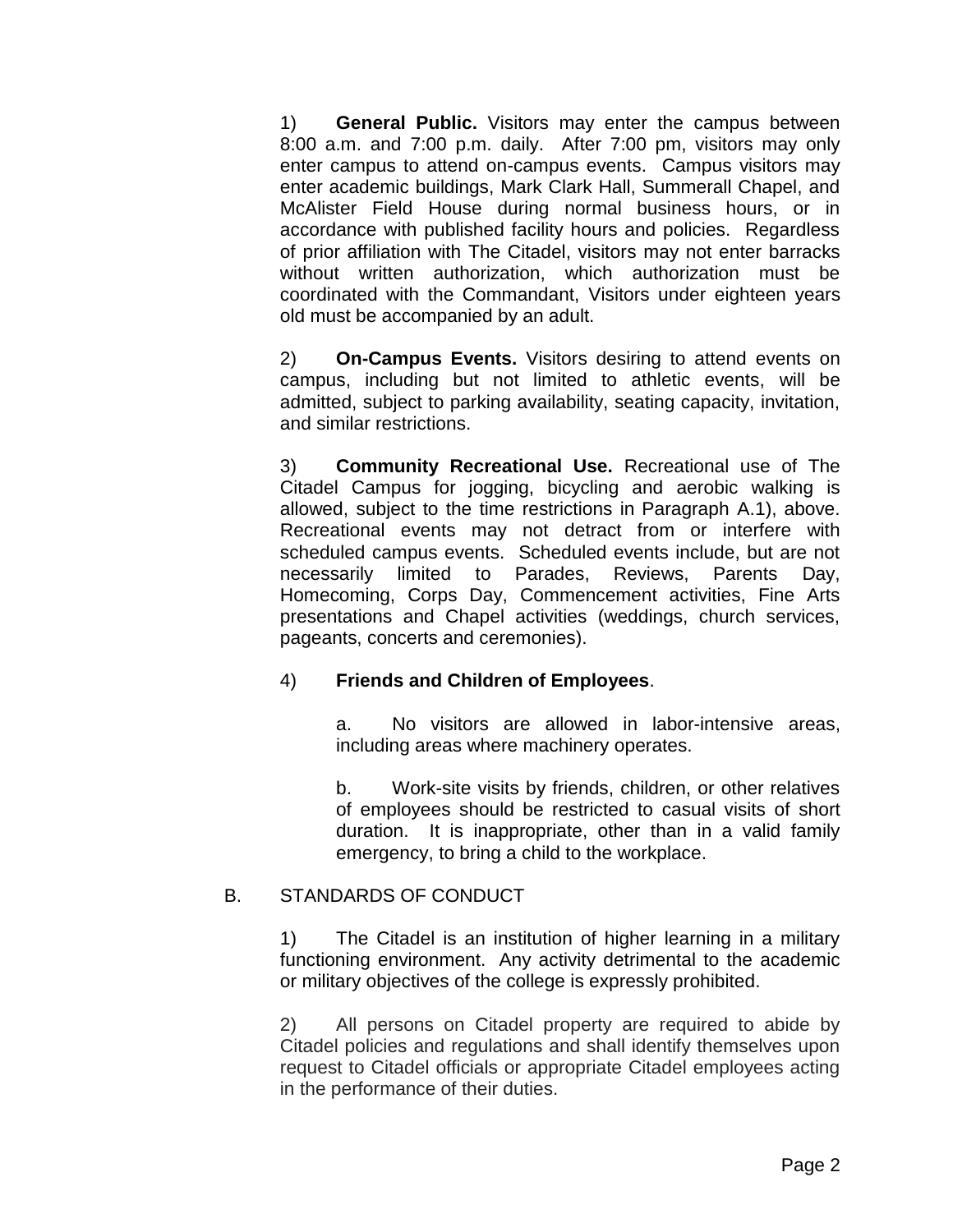1) **General Public.** Visitors may enter the campus between 8:00 a.m. and 7:00 p.m. daily. After 7:00 pm, visitors may only enter campus to attend on-campus events. Campus visitors may enter academic buildings, Mark Clark Hall, Summerall Chapel, and McAlister Field House during normal business hours, or in accordance with published facility hours and policies. Regardless of prior affiliation with The Citadel, visitors may not enter barracks without written authorization, which authorization must be coordinated with the Commandant, Visitors under eighteen years old must be accompanied by an adult.

2) **On-Campus Events.** Visitors desiring to attend events on campus, including but not limited to athletic events, will be admitted, subject to parking availability, seating capacity, invitation, and similar restrictions.

3) **Community Recreational Use.** Recreational use of The Citadel Campus for jogging, bicycling and aerobic walking is allowed, subject to the time restrictions in Paragraph A.1), above. Recreational events may not detract from or interfere with scheduled campus events. Scheduled events include, but are not necessarily limited to Parades, Reviews, Parents Day, Homecoming, Corps Day, Commencement activities, Fine Arts presentations and Chapel activities (weddings, church services, pageants, concerts and ceremonies).

4) **Friends and Children of Employees**.

a. No visitors are allowed in labor-intensive areas, including areas where machinery operates.

b. Work-site visits by friends, children, or other relatives of employees should be restricted to casual visits of short duration. It is inappropriate, other than in a valid family emergency, to bring a child to the workplace.

B. STANDARDS OF CONDUCT

1) The Citadel is an institution of higher learning in a military functioning environment. Any activity detrimental to the academic or military objectives of the college is expressly prohibited.

2) All persons on Citadel property are required to abide by Citadel policies and regulations and shall identify themselves upon request to Citadel officials or appropriate Citadel employees acting in the performance of their duties.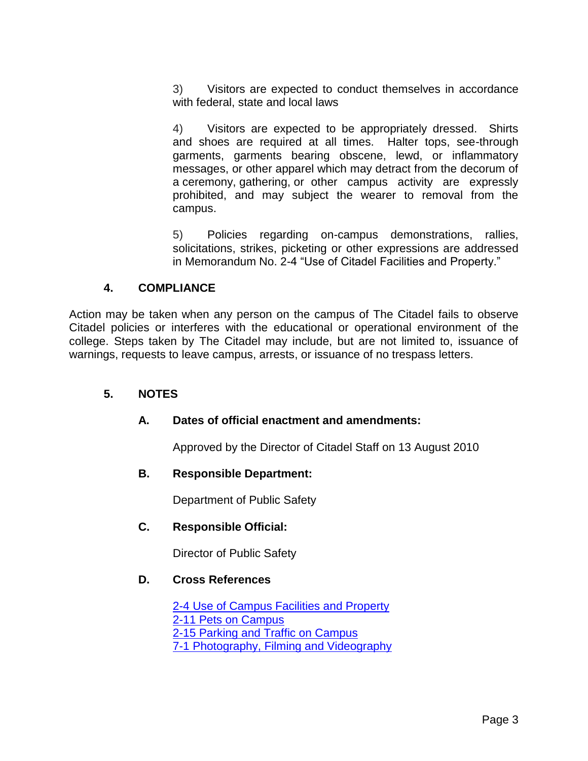3) Visitors are expected to conduct themselves in accordance with federal, state and local laws

4) Visitors are expected to be appropriately dressed. Shirts and shoes are required at all times. Halter tops, see-through garments, garments bearing obscene, lewd, or inflammatory messages, or other apparel which may detract from the decorum of a ceremony, gathering, or other campus activity are expressly prohibited, and may subject the wearer to removal from the campus.

5) Policies regarding on-campus demonstrations, rallies, solicitations, strikes, picketing or other expressions are addressed in Memorandum No. 2-4 "Use of Citadel Facilities and Property."

## 4. COMPLIANCE

Action may be taken when any person on the campus of The Citadel fails to observe Citadel policies or interferes with the educational or operational environment of the college. Steps taken by The Citadel may include, but are not limited to, issuance of warnings, requests to leave campus, arrests, or issuance of no trespass letters.

## 5. NOTES

### A. Dates of official enactment and amendments:

Approved by the Director of Citadel Staff on 13 August 2010

### B. Responsible Department:

Department of Public Safety

### C. Responsible Official:

Director of Public Safety

### D. Cross References

2-4 Use of Campus Facilities and Property
2-11 Pets on Campus
2-15 Parking and Traffic on Campus
7-1 Photography, Filming and Videography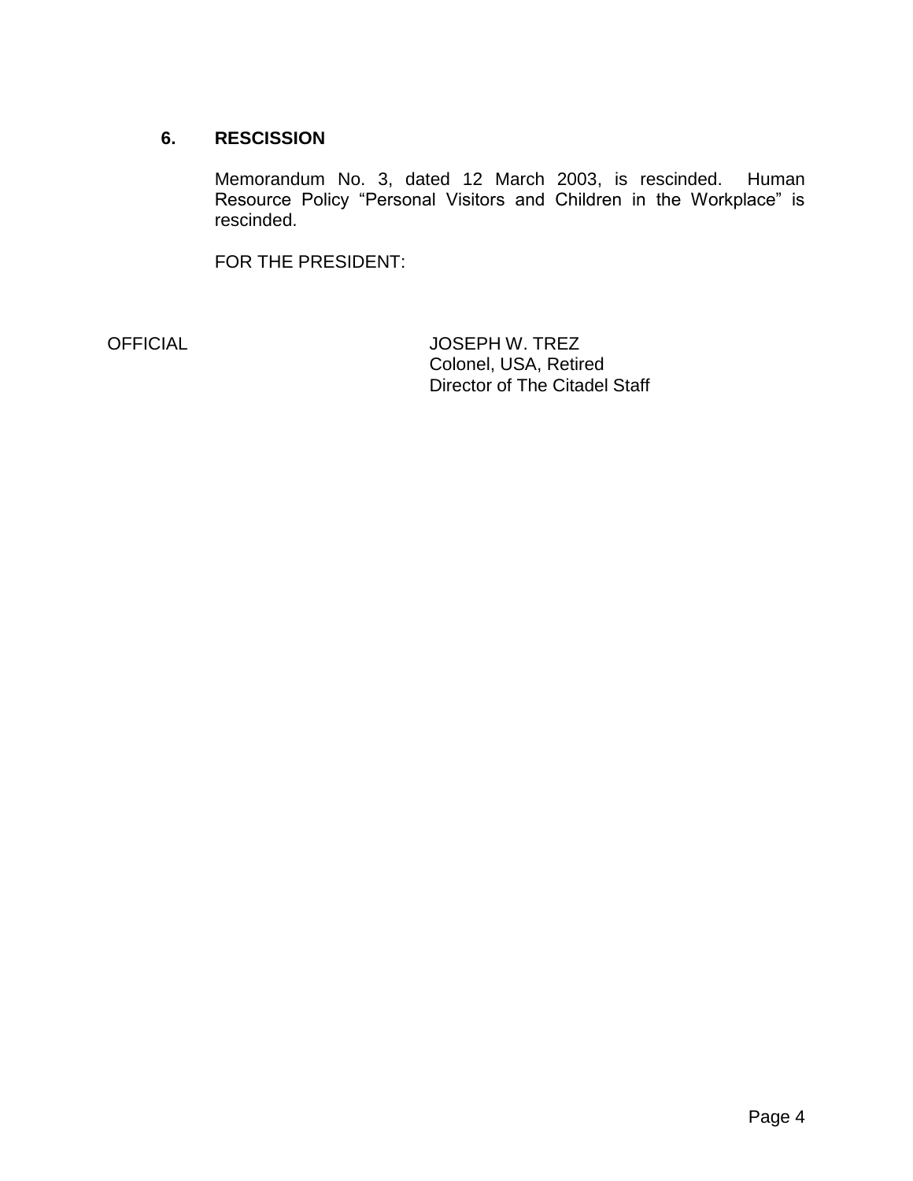## 6. RESCISSION

Memorandum No. 3, dated 12 March 2003, is rescinded. Human Resource Policy "Personal Visitors and Children in the Workplace" is rescinded.

FOR THE PRESIDENT:

OFFICIAL

JOSEPH W. TREZ
Colonel, USA, Retired
Director of The Citadel Staff